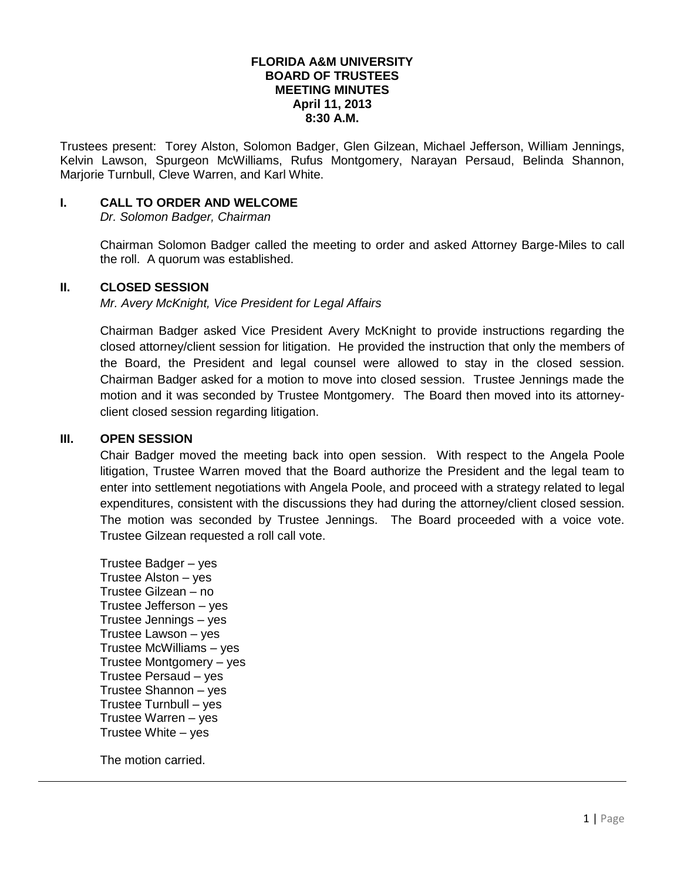# FLORIDA A&M UNIVERSITY
# BOARD OF TRUSTEES
# MEETING MINUTES
**April 11, 2013**
**8:30 A.M.**

Trustees present: Torey Alston, Solomon Badger, Glen Gilzean, Michael Jefferson, William Jennings, Kelvin Lawson, Spurgeon McWilliams, Rufus Montgomery, Narayan Persaud, Belinda Shannon, Marjorie Turnbull, Cleve Warren, and Karl White.

## I. CALL TO ORDER AND WELCOME

*Dr. Solomon Badger, Chairman*

Chairman Solomon Badger called the meeting to order and asked Attorney Barge-Miles to call the roll. A quorum was established.

## II. CLOSED SESSION

*Mr. Avery McKnight, Vice President for Legal Affairs*

Chairman Badger asked Vice President Avery McKnight to provide instructions regarding the closed attorney/client session for litigation. He provided the instruction that only the members of the Board, the President and legal counsel were allowed to stay in the closed session. Chairman Badger asked for a motion to move into closed session. Trustee Jennings made the motion and it was seconded by Trustee Montgomery. The Board then moved into its attorney-client closed session regarding litigation.

## III. OPEN SESSION

Chair Badger moved the meeting back into open session. With respect to the Angela Poole litigation, Trustee Warren moved that the Board authorize the President and the legal team to enter into settlement negotiations with Angela Poole, and proceed with a strategy related to legal expenditures, consistent with the discussions they had during the attorney/client closed session. The motion was seconded by Trustee Jennings. The Board proceeded with a voice vote. Trustee Gilzean requested a roll call vote.

Trustee Badger – yes
Trustee Alston – yes
Trustee Gilzean – no
Trustee Jefferson – yes
Trustee Jennings – yes
Trustee Lawson – yes
Trustee McWilliams – yes
Trustee Montgomery – yes
Trustee Persaud – yes
Trustee Shannon – yes
Trustee Turnbull – yes
Trustee Warren – yes
Trustee White – yes

The motion carried.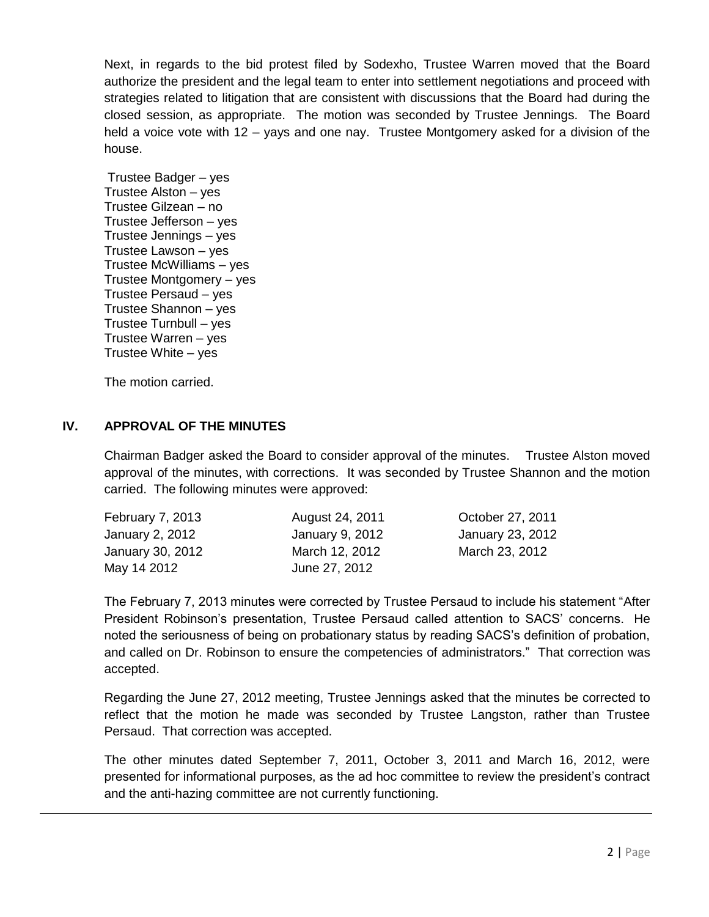Next, in regards to the bid protest filed by Sodexho, Trustee Warren moved that the Board authorize the president and the legal team to enter into settlement negotiations and proceed with strategies related to litigation that are consistent with discussions that the Board had during the closed session, as appropriate. The motion was seconded by Trustee Jennings. The Board held a voice vote with 12 – yays and one nay. Trustee Montgomery asked for a division of the house.

Trustee Badger – yes
Trustee Alston – yes
Trustee Gilzean – no
Trustee Jefferson – yes
Trustee Jennings – yes
Trustee Lawson – yes
Trustee McWilliams – yes
Trustee Montgomery – yes
Trustee Persaud – yes
Trustee Shannon – yes
Trustee Turnbull – yes
Trustee Warren – yes
Trustee White – yes

The motion carried.

## IV. APPROVAL OF THE MINUTES

Chairman Badger asked the Board to consider approval of the minutes. Trustee Alston moved approval of the minutes, with corrections. It was seconded by Trustee Shannon and the motion carried. The following minutes were approved:

| | | |
|---|---|---|
| February 7, 2013 | August 24, 2011 | October 27, 2011 |
| January 2, 2012 | January 9, 2012 | January 23, 2012 |
| January 30, 2012 | March 12, 2012 | March 23, 2012 |
| May 14 2012 | June 27, 2012 | |

The February 7, 2013 minutes were corrected by Trustee Persaud to include his statement "After President Robinson's presentation, Trustee Persaud called attention to SACS' concerns. He noted the seriousness of being on probationary status by reading SACS's definition of probation, and called on Dr. Robinson to ensure the competencies of administrators." That correction was accepted.

Regarding the June 27, 2012 meeting, Trustee Jennings asked that the minutes be corrected to reflect that the motion he made was seconded by Trustee Langston, rather than Trustee Persaud. That correction was accepted.

The other minutes dated September 7, 2011, October 3, 2011 and March 16, 2012, were presented for informational purposes, as the ad hoc committee to review the president's contract and the anti-hazing committee are not currently functioning.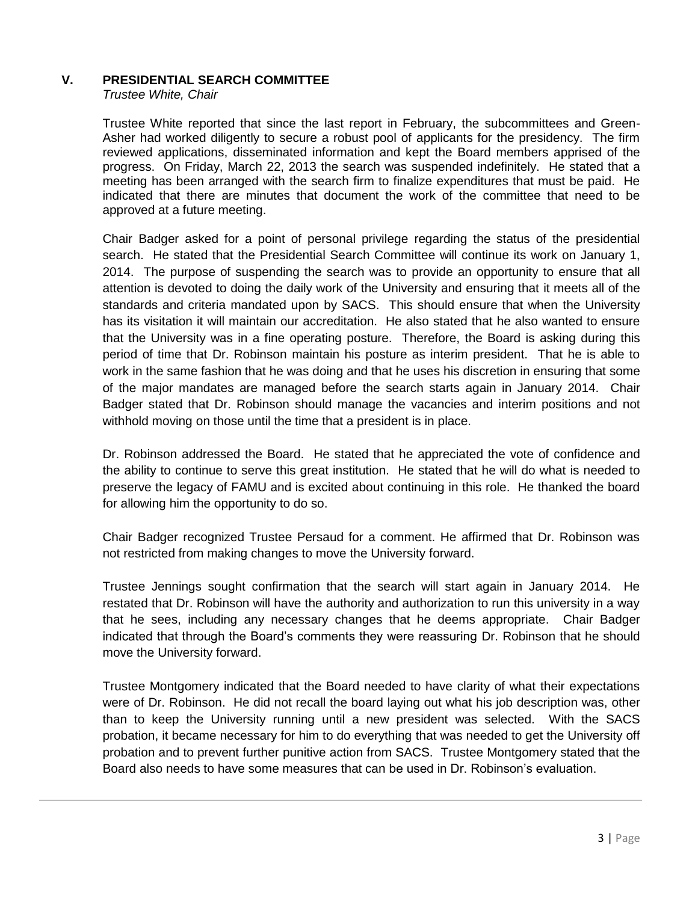## V. PRESIDENTIAL SEARCH COMMITTEE

*Trustee White, Chair*

Trustee White reported that since the last report in February, the subcommittees and Green-Asher had worked diligently to secure a robust pool of applicants for the presidency. The firm reviewed applications, disseminated information and kept the Board members apprised of the progress. On Friday, March 22, 2013 the search was suspended indefinitely. He stated that a meeting has been arranged with the search firm to finalize expenditures that must be paid. He indicated that there are minutes that document the work of the committee that need to be approved at a future meeting.

Chair Badger asked for a point of personal privilege regarding the status of the presidential search. He stated that the Presidential Search Committee will continue its work on January 1, 2014. The purpose of suspending the search was to provide an opportunity to ensure that all attention is devoted to doing the daily work of the University and ensuring that it meets all of the standards and criteria mandated upon by SACS. This should ensure that when the University has its visitation it will maintain our accreditation. He also stated that he also wanted to ensure that the University was in a fine operating posture. Therefore, the Board is asking during this period of time that Dr. Robinson maintain his posture as interim president. That he is able to work in the same fashion that he was doing and that he uses his discretion in ensuring that some of the major mandates are managed before the search starts again in January 2014. Chair Badger stated that Dr. Robinson should manage the vacancies and interim positions and not withhold moving on those until the time that a president is in place.

Dr. Robinson addressed the Board. He stated that he appreciated the vote of confidence and the ability to continue to serve this great institution. He stated that he will do what is needed to preserve the legacy of FAMU and is excited about continuing in this role. He thanked the board for allowing him the opportunity to do so.

Chair Badger recognized Trustee Persaud for a comment. He affirmed that Dr. Robinson was not restricted from making changes to move the University forward.

Trustee Jennings sought confirmation that the search will start again in January 2014. He restated that Dr. Robinson will have the authority and authorization to run this university in a way that he sees, including any necessary changes that he deems appropriate. Chair Badger indicated that through the Board's comments they were reassuring Dr. Robinson that he should move the University forward.

Trustee Montgomery indicated that the Board needed to have clarity of what their expectations were of Dr. Robinson. He did not recall the board laying out what his job description was, other than to keep the University running until a new president was selected. With the SACS probation, it became necessary for him to do everything that was needed to get the University off probation and to prevent further punitive action from SACS. Trustee Montgomery stated that the Board also needs to have some measures that can be used in Dr. Robinson's evaluation.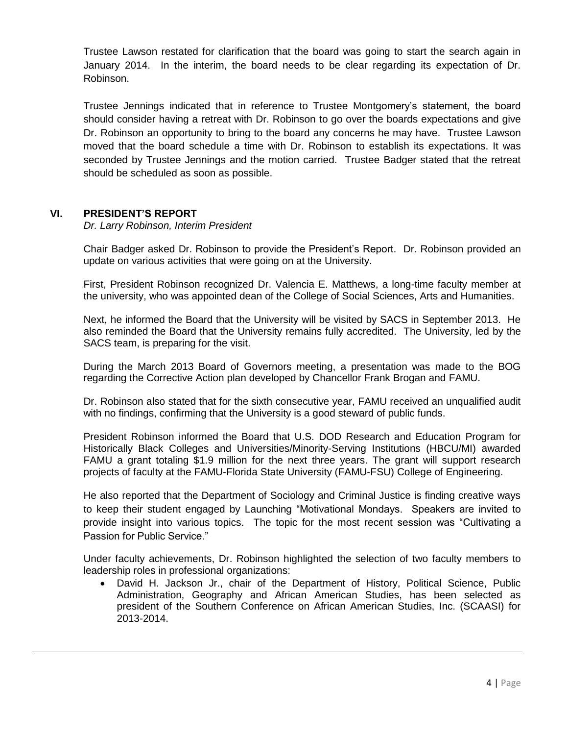Trustee Lawson restated for clarification that the board was going to start the search again in January 2014. In the interim, the board needs to be clear regarding its expectation of Dr. Robinson.

Trustee Jennings indicated that in reference to Trustee Montgomery's statement, the board should consider having a retreat with Dr. Robinson to go over the boards expectations and give Dr. Robinson an opportunity to bring to the board any concerns he may have. Trustee Lawson moved that the board schedule a time with Dr. Robinson to establish its expectations. It was seconded by Trustee Jennings and the motion carried. Trustee Badger stated that the retreat should be scheduled as soon as possible.

## VI. PRESIDENT'S REPORT

*Dr. Larry Robinson, Interim President*

Chair Badger asked Dr. Robinson to provide the President's Report. Dr. Robinson provided an update on various activities that were going on at the University.

First, President Robinson recognized Dr. Valencia E. Matthews, a long-time faculty member at the university, who was appointed dean of the College of Social Sciences, Arts and Humanities.

Next, he informed the Board that the University will be visited by SACS in September 2013. He also reminded the Board that the University remains fully accredited. The University, led by the SACS team, is preparing for the visit.

During the March 2013 Board of Governors meeting, a presentation was made to the BOG regarding the Corrective Action plan developed by Chancellor Frank Brogan and FAMU.

Dr. Robinson also stated that for the sixth consecutive year, FAMU received an unqualified audit with no findings, confirming that the University is a good steward of public funds.

President Robinson informed the Board that U.S. DOD Research and Education Program for Historically Black Colleges and Universities/Minority-Serving Institutions (HBCU/MI) awarded FAMU a grant totaling $1.9 million for the next three years. The grant will support research projects of faculty at the FAMU-Florida State University (FAMU-FSU) College of Engineering.

He also reported that the Department of Sociology and Criminal Justice is finding creative ways to keep their student engaged by Launching "Motivational Mondays. Speakers are invited to provide insight into various topics. The topic for the most recent session was "Cultivating a Passion for Public Service."

Under faculty achievements, Dr. Robinson highlighted the selection of two faculty members to leadership roles in professional organizations:

- David H. Jackson Jr., chair of the Department of History, Political Science, Public Administration, Geography and African American Studies, has been selected as president of the Southern Conference on African American Studies, Inc. (SCAASI) for 2013-2014.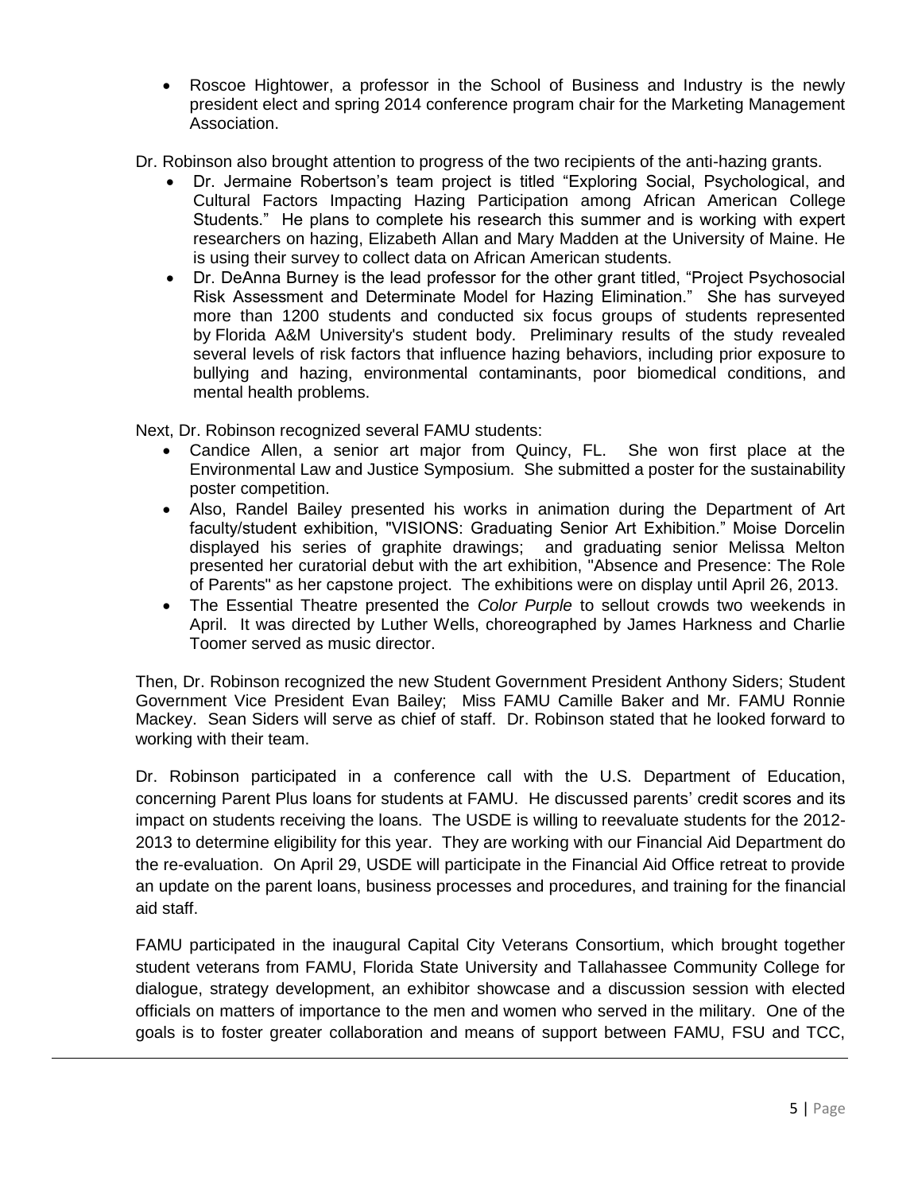- Roscoe Hightower, a professor in the School of Business and Industry is the newly president elect and spring 2014 conference program chair for the Marketing Management Association.

Dr. Robinson also brought attention to progress of the two recipients of the anti-hazing grants.

- Dr. Jermaine Robertson's team project is titled "Exploring Social, Psychological, and Cultural Factors Impacting Hazing Participation among African American College Students." He plans to complete his research this summer and is working with expert researchers on hazing, Elizabeth Allan and Mary Madden at the University of Maine. He is using their survey to collect data on African American students.
- Dr. DeAnna Burney is the lead professor for the other grant titled, "Project Psychosocial Risk Assessment and Determinate Model for Hazing Elimination." She has surveyed more than 1200 students and conducted six focus groups of students represented by Florida A&M University's student body. Preliminary results of the study revealed several levels of risk factors that influence hazing behaviors, including prior exposure to bullying and hazing, environmental contaminants, poor biomedical conditions, and mental health problems.

Next, Dr. Robinson recognized several FAMU students:

- Candice Allen, a senior art major from Quincy, FL. She won first place at the Environmental Law and Justice Symposium. She submitted a poster for the sustainability poster competition.
- Also, Randel Bailey presented his works in animation during the Department of Art faculty/student exhibition, "VISIONS: Graduating Senior Art Exhibition." Moise Dorcelin displayed his series of graphite drawings; and graduating senior Melissa Melton presented her curatorial debut with the art exhibition, "Absence and Presence: The Role of Parents" as her capstone project. The exhibitions were on display until April 26, 2013.
- The Essential Theatre presented the *Color Purple* to sellout crowds two weekends in April. It was directed by Luther Wells, choreographed by James Harkness and Charlie Toomer served as music director.

Then, Dr. Robinson recognized the new Student Government President Anthony Siders; Student Government Vice President Evan Bailey; Miss FAMU Camille Baker and Mr. FAMU Ronnie Mackey. Sean Siders will serve as chief of staff. Dr. Robinson stated that he looked forward to working with their team.

Dr. Robinson participated in a conference call with the U.S. Department of Education, concerning Parent Plus loans for students at FAMU. He discussed parents' credit scores and its impact on students receiving the loans. The USDE is willing to reevaluate students for the 2012-2013 to determine eligibility for this year. They are working with our Financial Aid Department do the re-evaluation. On April 29, USDE will participate in the Financial Aid Office retreat to provide an update on the parent loans, business processes and procedures, and training for the financial aid staff.

FAMU participated in the inaugural Capital City Veterans Consortium, which brought together student veterans from FAMU, Florida State University and Tallahassee Community College for dialogue, strategy development, an exhibitor showcase and a discussion session with elected officials on matters of importance to the men and women who served in the military. One of the goals is to foster greater collaboration and means of support between FAMU, FSU and TCC,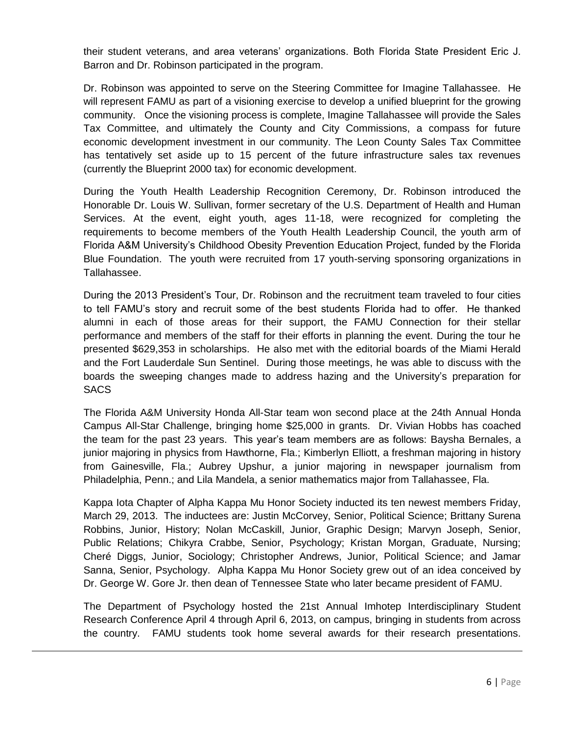their student veterans, and area veterans' organizations. Both Florida State President Eric J. Barron and Dr. Robinson participated in the program.

Dr. Robinson was appointed to serve on the Steering Committee for Imagine Tallahassee. He will represent FAMU as part of a visioning exercise to develop a unified blueprint for the growing community. Once the visioning process is complete, Imagine Tallahassee will provide the Sales Tax Committee, and ultimately the County and City Commissions, a compass for future economic development investment in our community. The Leon County Sales Tax Committee has tentatively set aside up to 15 percent of the future infrastructure sales tax revenues (currently the Blueprint 2000 tax) for economic development.

During the Youth Health Leadership Recognition Ceremony, Dr. Robinson introduced the Honorable Dr. Louis W. Sullivan, former secretary of the U.S. Department of Health and Human Services. At the event, eight youth, ages 11-18, were recognized for completing the requirements to become members of the Youth Health Leadership Council, the youth arm of Florida A&M University's Childhood Obesity Prevention Education Project, funded by the Florida Blue Foundation. The youth were recruited from 17 youth-serving sponsoring organizations in Tallahassee.

During the 2013 President's Tour, Dr. Robinson and the recruitment team traveled to four cities to tell FAMU's story and recruit some of the best students Florida had to offer. He thanked alumni in each of those areas for their support, the FAMU Connection for their stellar performance and members of the staff for their efforts in planning the event. During the tour he presented $629,353 in scholarships. He also met with the editorial boards of the Miami Herald and the Fort Lauderdale Sun Sentinel. During those meetings, he was able to discuss with the boards the sweeping changes made to address hazing and the University's preparation for SACS

The Florida A&M University Honda All-Star team won second place at the 24th Annual Honda Campus All-Star Challenge, bringing home $25,000 in grants. Dr. Vivian Hobbs has coached the team for the past 23 years. This year's team members are as follows: Baysha Bernales, a junior majoring in physics from Hawthorne, Fla.; Kimberlyn Elliott, a freshman majoring in history from Gainesville, Fla.; Aubrey Upshur, a junior majoring in newspaper journalism from Philadelphia, Penn.; and Lila Mandela, a senior mathematics major from Tallahassee, Fla.

Kappa Iota Chapter of Alpha Kappa Mu Honor Society inducted its ten newest members Friday, March 29, 2013. The inductees are: Justin McCorvey, Senior, Political Science; Brittany Surena Robbins, Junior, History; Nolan McCaskill, Junior, Graphic Design; Marvyn Joseph, Senior, Public Relations; Chikyra Crabbe, Senior, Psychology; Kristan Morgan, Graduate, Nursing; Cheré Diggs, Junior, Sociology; Christopher Andrews, Junior, Political Science; and Jamar Sanna, Senior, Psychology. Alpha Kappa Mu Honor Society grew out of an idea conceived by Dr. George W. Gore Jr. then dean of Tennessee State who later became president of FAMU.

The Department of Psychology hosted the 21st Annual Imhotep Interdisciplinary Student Research Conference April 4 through April 6, 2013, on campus, bringing in students from across the country. FAMU students took home several awards for their research presentations.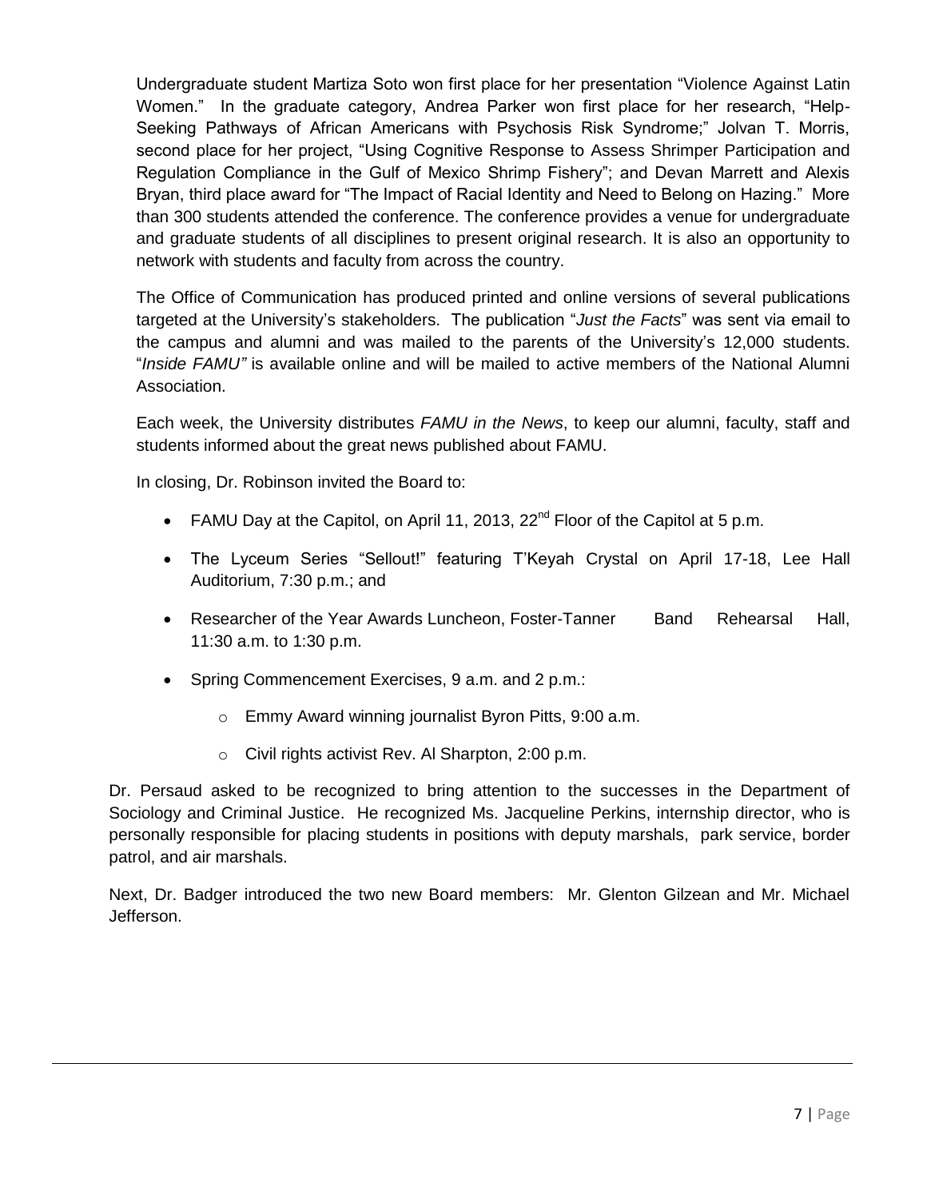Undergraduate student Martiza Soto won first place for her presentation "Violence Against Latin Women." In the graduate category, Andrea Parker won first place for her research, "Help-Seeking Pathways of African Americans with Psychosis Risk Syndrome;" Jolvan T. Morris, second place for her project, "Using Cognitive Response to Assess Shrimper Participation and Regulation Compliance in the Gulf of Mexico Shrimp Fishery"; and Devan Marrett and Alexis Bryan, third place award for "The Impact of Racial Identity and Need to Belong on Hazing." More than 300 students attended the conference. The conference provides a venue for undergraduate and graduate students of all disciplines to present original research. It is also an opportunity to network with students and faculty from across the country.

The Office of Communication has produced printed and online versions of several publications targeted at the University's stakeholders. The publication "*Just the Facts*" was sent via email to the campus and alumni and was mailed to the parents of the University's 12,000 students. "*Inside FAMU"* is available online and will be mailed to active members of the National Alumni Association.

Each week, the University distributes *FAMU in the News*, to keep our alumni, faculty, staff and students informed about the great news published about FAMU.

In closing, Dr. Robinson invited the Board to:

- FAMU Day at the Capitol, on April 11, 2013, 22nd Floor of the Capitol at 5 p.m.
- The Lyceum Series "Sellout!" featuring T'Keyah Crystal on April 17-18, Lee Hall Auditorium, 7:30 p.m.; and
- Researcher of the Year Awards Luncheon, Foster-Tanner Band Rehearsal Hall, 11:30 a.m. to 1:30 p.m.
- Spring Commencement Exercises, 9 a.m. and 2 p.m.:
  - Emmy Award winning journalist Byron Pitts, 9:00 a.m.
  - Civil rights activist Rev. Al Sharpton, 2:00 p.m.

Dr. Persaud asked to be recognized to bring attention to the successes in the Department of Sociology and Criminal Justice. He recognized Ms. Jacqueline Perkins, internship director, who is personally responsible for placing students in positions with deputy marshals, park service, border patrol, and air marshals.

Next, Dr. Badger introduced the two new Board members: Mr. Glenton Gilzean and Mr. Michael Jefferson.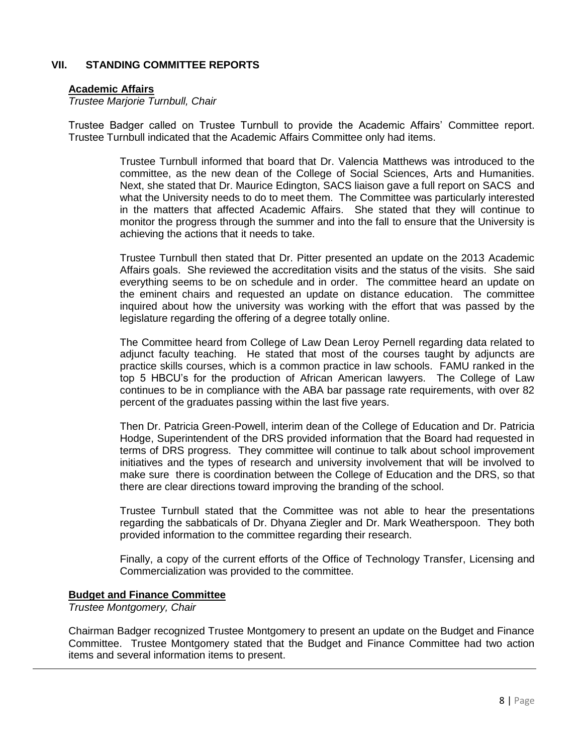## VII. STANDING COMMITTEE REPORTS

### Academic Affairs

*Trustee Marjorie Turnbull, Chair*

Trustee Badger called on Trustee Turnbull to provide the Academic Affairs' Committee report. Trustee Turnbull indicated that the Academic Affairs Committee only had items.

> Trustee Turnbull informed that board that Dr. Valencia Matthews was introduced to the committee, as the new dean of the College of Social Sciences, Arts and Humanities. Next, she stated that Dr. Maurice Edington, SACS liaison gave a full report on SACS and what the University needs to do to meet them. The Committee was particularly interested in the matters that affected Academic Affairs. She stated that they will continue to monitor the progress through the summer and into the fall to ensure that the University is achieving the actions that it needs to take.
>
> Trustee Turnbull then stated that Dr. Pitter presented an update on the 2013 Academic Affairs goals. She reviewed the accreditation visits and the status of the visits. She said everything seems to be on schedule and in order. The committee heard an update on the eminent chairs and requested an update on distance education. The committee inquired about how the university was working with the effort that was passed by the legislature regarding the offering of a degree totally online.
>
> The Committee heard from College of Law Dean Leroy Pernell regarding data related to adjunct faculty teaching. He stated that most of the courses taught by adjuncts are practice skills courses, which is a common practice in law schools. FAMU ranked in the top 5 HBCU's for the production of African American lawyers. The College of Law continues to be in compliance with the ABA bar passage rate requirements, with over 82 percent of the graduates passing within the last five years.
>
> Then Dr. Patricia Green-Powell, interim dean of the College of Education and Dr. Patricia Hodge, Superintendent of the DRS provided information that the Board had requested in terms of DRS progress. They committee will continue to talk about school improvement initiatives and the types of research and university involvement that will be involved to make sure there is coordination between the College of Education and the DRS, so that there are clear directions toward improving the branding of the school.
>
> Trustee Turnbull stated that the Committee was not able to hear the presentations regarding the sabbaticals of Dr. Dhyana Ziegler and Dr. Mark Weatherspoon. They both provided information to the committee regarding their research.
>
> Finally, a copy of the current efforts of the Office of Technology Transfer, Licensing and Commercialization was provided to the committee.

### Budget and Finance Committee

*Trustee Montgomery, Chair*

Chairman Badger recognized Trustee Montgomery to present an update on the Budget and Finance Committee. Trustee Montgomery stated that the Budget and Finance Committee had two action items and several information items to present.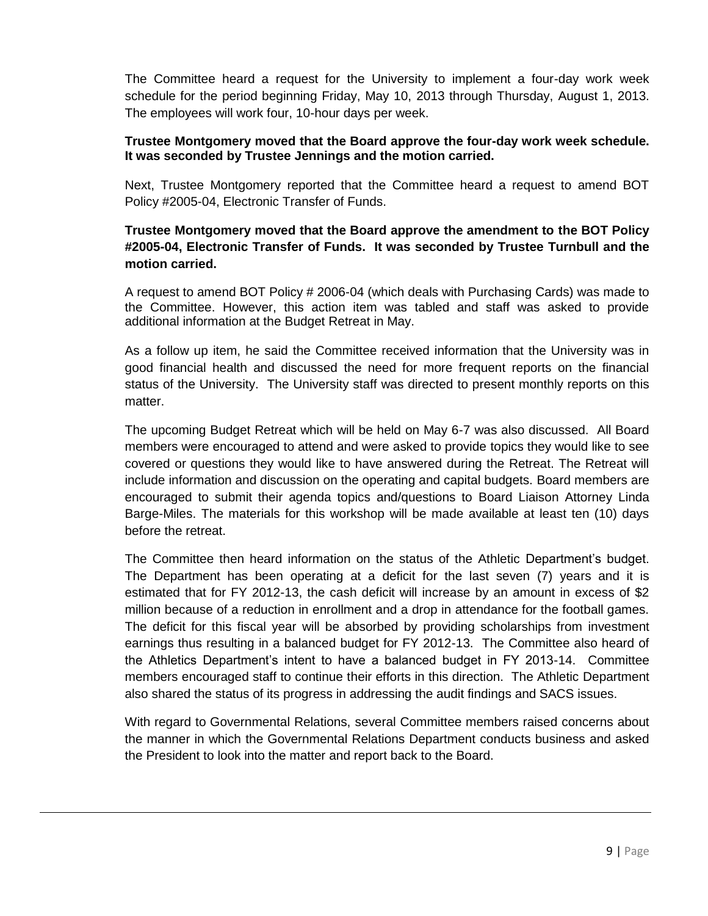The Committee heard a request for the University to implement a four-day work week schedule for the period beginning Friday, May 10, 2013 through Thursday, August 1, 2013. The employees will work four, 10-hour days per week.

**Trustee Montgomery moved that the Board approve the four-day work week schedule. It was seconded by Trustee Jennings and the motion carried.**

Next, Trustee Montgomery reported that the Committee heard a request to amend BOT Policy #2005-04, Electronic Transfer of Funds.

**Trustee Montgomery moved that the Board approve the amendment to the BOT Policy #2005-04, Electronic Transfer of Funds. It was seconded by Trustee Turnbull and the motion carried.**

A request to amend BOT Policy # 2006-04 (which deals with Purchasing Cards) was made to the Committee. However, this action item was tabled and staff was asked to provide additional information at the Budget Retreat in May.

As a follow up item, he said the Committee received information that the University was in good financial health and discussed the need for more frequent reports on the financial status of the University. The University staff was directed to present monthly reports on this matter.

The upcoming Budget Retreat which will be held on May 6-7 was also discussed. All Board members were encouraged to attend and were asked to provide topics they would like to see covered or questions they would like to have answered during the Retreat. The Retreat will include information and discussion on the operating and capital budgets. Board members are encouraged to submit their agenda topics and/questions to Board Liaison Attorney Linda Barge-Miles. The materials for this workshop will be made available at least ten (10) days before the retreat.

The Committee then heard information on the status of the Athletic Department's budget. The Department has been operating at a deficit for the last seven (7) years and it is estimated that for FY 2012-13, the cash deficit will increase by an amount in excess of $2 million because of a reduction in enrollment and a drop in attendance for the football games. The deficit for this fiscal year will be absorbed by providing scholarships from investment earnings thus resulting in a balanced budget for FY 2012-13. The Committee also heard of the Athletics Department's intent to have a balanced budget in FY 2013-14. Committee members encouraged staff to continue their efforts in this direction. The Athletic Department also shared the status of its progress in addressing the audit findings and SACS issues.

With regard to Governmental Relations, several Committee members raised concerns about the manner in which the Governmental Relations Department conducts business and asked the President to look into the matter and report back to the Board.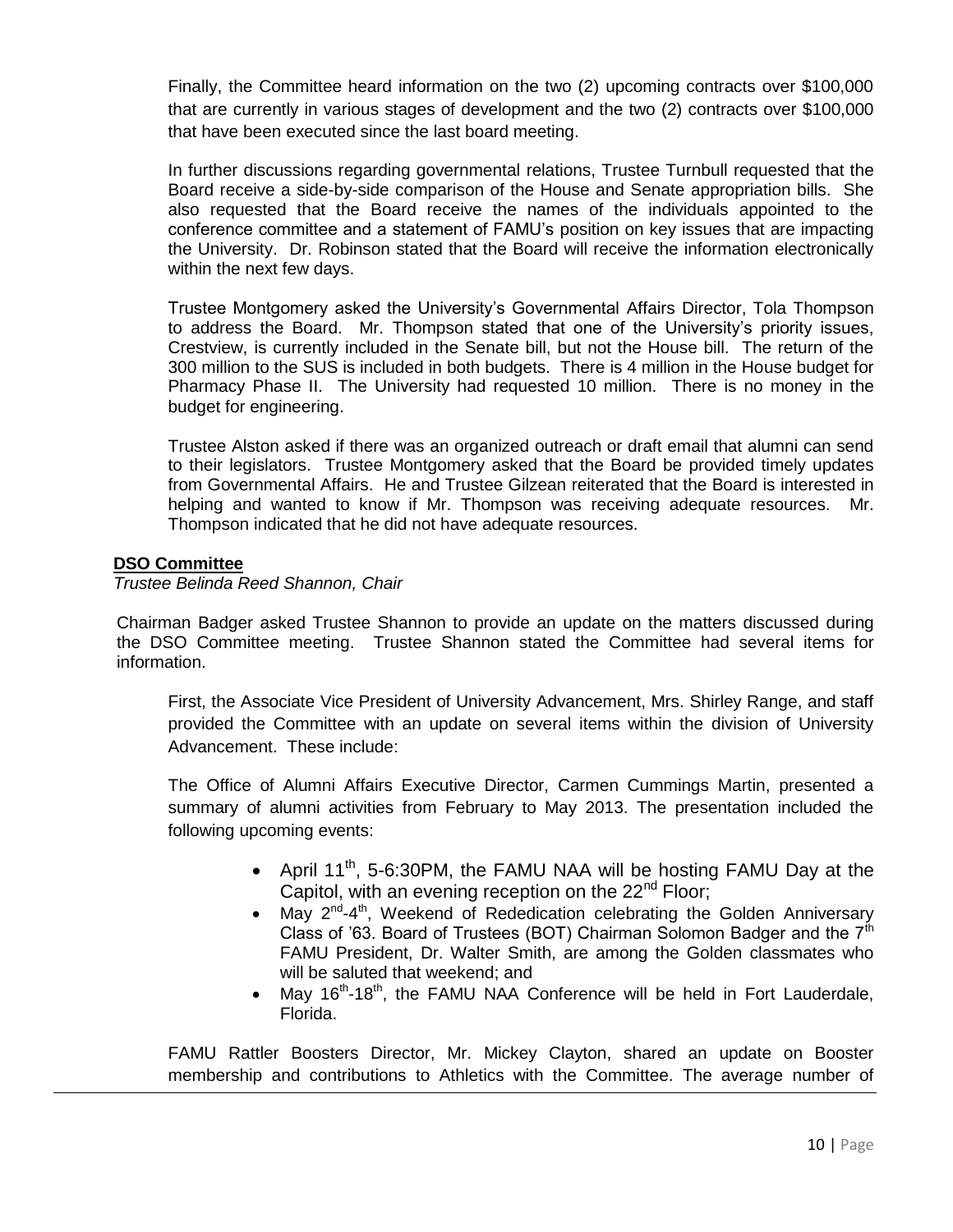Finally, the Committee heard information on the two (2) upcoming contracts over $100,000 that are currently in various stages of development and the two (2) contracts over $100,000 that have been executed since the last board meeting.

In further discussions regarding governmental relations, Trustee Turnbull requested that the Board receive a side-by-side comparison of the House and Senate appropriation bills. She also requested that the Board receive the names of the individuals appointed to the conference committee and a statement of FAMU's position on key issues that are impacting the University. Dr. Robinson stated that the Board will receive the information electronically within the next few days.

Trustee Montgomery asked the University's Governmental Affairs Director, Tola Thompson to address the Board. Mr. Thompson stated that one of the University's priority issues, Crestview, is currently included in the Senate bill, but not the House bill. The return of the 300 million to the SUS is included in both budgets. There is 4 million in the House budget for Pharmacy Phase II. The University had requested 10 million. There is no money in the budget for engineering.

Trustee Alston asked if there was an organized outreach or draft email that alumni can send to their legislators. Trustee Montgomery asked that the Board be provided timely updates from Governmental Affairs. He and Trustee Gilzean reiterated that the Board is interested in helping and wanted to know if Mr. Thompson was receiving adequate resources. Mr. Thompson indicated that he did not have adequate resources.

## DSO Committee

*Trustee Belinda Reed Shannon, Chair*

Chairman Badger asked Trustee Shannon to provide an update on the matters discussed during the DSO Committee meeting. Trustee Shannon stated the Committee had several items for information.

First, the Associate Vice President of University Advancement, Mrs. Shirley Range, and staff provided the Committee with an update on several items within the division of University Advancement. These include:

The Office of Alumni Affairs Executive Director, Carmen Cummings Martin, presented a summary of alumni activities from February to May 2013. The presentation included the following upcoming events:

- April 11th, 5-6:30PM, the FAMU NAA will be hosting FAMU Day at the Capitol, with an evening reception on the 22nd Floor;
- May 2nd-4th, Weekend of Rededication celebrating the Golden Anniversary Class of '63. Board of Trustees (BOT) Chairman Solomon Badger and the 7th FAMU President, Dr. Walter Smith, are among the Golden classmates who will be saluted that weekend; and
- May 16th-18th, the FAMU NAA Conference will be held in Fort Lauderdale, Florida.

FAMU Rattler Boosters Director, Mr. Mickey Clayton, shared an update on Booster membership and contributions to Athletics with the Committee. The average number of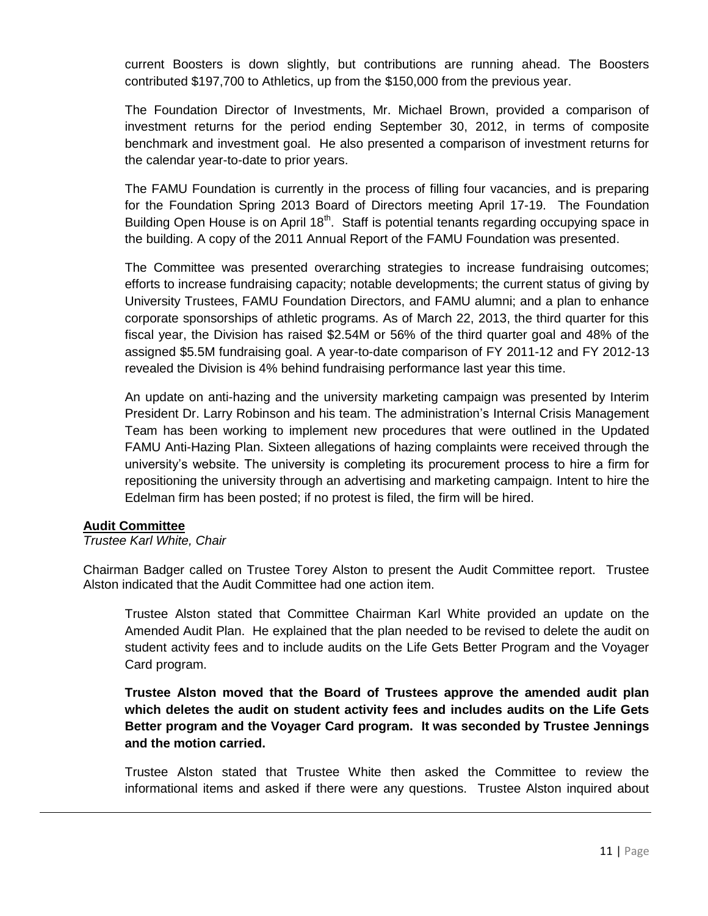current Boosters is down slightly, but contributions are running ahead. The Boosters contributed $197,700 to Athletics, up from the $150,000 from the previous year.

The Foundation Director of Investments, Mr. Michael Brown, provided a comparison of investment returns for the period ending September 30, 2012, in terms of composite benchmark and investment goal. He also presented a comparison of investment returns for the calendar year-to-date to prior years.

The FAMU Foundation is currently in the process of filling four vacancies, and is preparing for the Foundation Spring 2013 Board of Directors meeting April 17-19. The Foundation Building Open House is on April 18th. Staff is potential tenants regarding occupying space in the building. A copy of the 2011 Annual Report of the FAMU Foundation was presented.

The Committee was presented overarching strategies to increase fundraising outcomes; efforts to increase fundraising capacity; notable developments; the current status of giving by University Trustees, FAMU Foundation Directors, and FAMU alumni; and a plan to enhance corporate sponsorships of athletic programs. As of March 22, 2013, the third quarter for this fiscal year, the Division has raised $2.54M or 56% of the third quarter goal and 48% of the assigned $5.5M fundraising goal. A year-to-date comparison of FY 2011-12 and FY 2012-13 revealed the Division is 4% behind fundraising performance last year this time.

An update on anti-hazing and the university marketing campaign was presented by Interim President Dr. Larry Robinson and his team. The administration's Internal Crisis Management Team has been working to implement new procedures that were outlined in the Updated FAMU Anti-Hazing Plan. Sixteen allegations of hazing complaints were received through the university's website. The university is completing its procurement process to hire a firm for repositioning the university through an advertising and marketing campaign. Intent to hire the Edelman firm has been posted; if no protest is filed, the firm will be hired.

**Audit Committee**

*Trustee Karl White, Chair*

Chairman Badger called on Trustee Torey Alston to present the Audit Committee report. Trustee Alston indicated that the Audit Committee had one action item.

Trustee Alston stated that Committee Chairman Karl White provided an update on the Amended Audit Plan. He explained that the plan needed to be revised to delete the audit on student activity fees and to include audits on the Life Gets Better Program and the Voyager Card program.

**Trustee Alston moved that the Board of Trustees approve the amended audit plan which deletes the audit on student activity fees and includes audits on the Life Gets Better program and the Voyager Card program. It was seconded by Trustee Jennings and the motion carried.**

Trustee Alston stated that Trustee White then asked the Committee to review the informational items and asked if there were any questions. Trustee Alston inquired about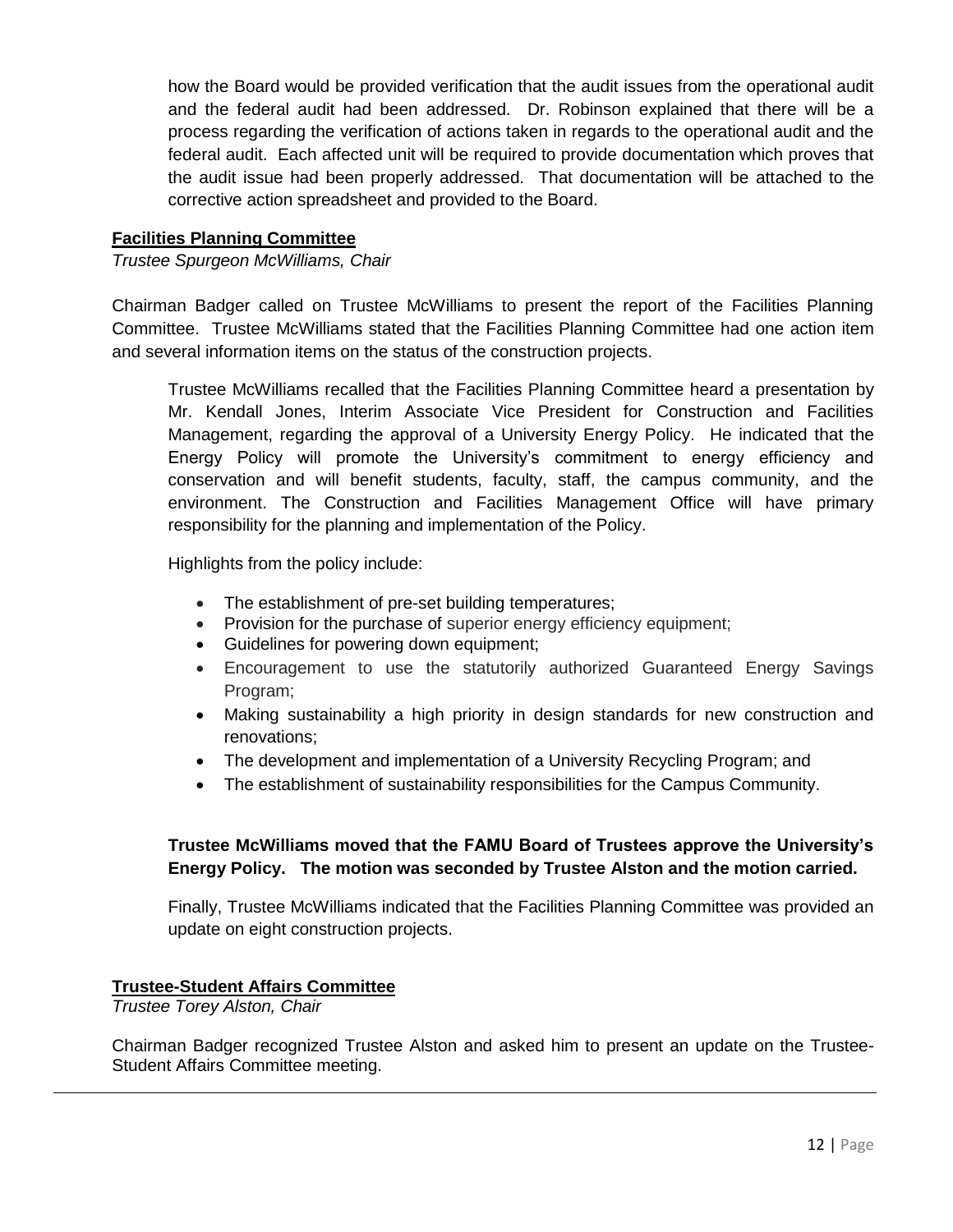how the Board would be provided verification that the audit issues from the operational audit and the federal audit had been addressed. Dr. Robinson explained that there will be a process regarding the verification of actions taken in regards to the operational audit and the federal audit. Each affected unit will be required to provide documentation which proves that the audit issue had been properly addressed. That documentation will be attached to the corrective action spreadsheet and provided to the Board.

**Facilities Planning Committee**

*Trustee Spurgeon McWilliams, Chair*

Chairman Badger called on Trustee McWilliams to present the report of the Facilities Planning Committee. Trustee McWilliams stated that the Facilities Planning Committee had one action item and several information items on the status of the construction projects.

Trustee McWilliams recalled that the Facilities Planning Committee heard a presentation by Mr. Kendall Jones, Interim Associate Vice President for Construction and Facilities Management, regarding the approval of a University Energy Policy. He indicated that the Energy Policy will promote the University's commitment to energy efficiency and conservation and will benefit students, faculty, staff, the campus community, and the environment. The Construction and Facilities Management Office will have primary responsibility for the planning and implementation of the Policy.

Highlights from the policy include:

- The establishment of pre-set building temperatures;
- Provision for the purchase of superior energy efficiency equipment;
- Guidelines for powering down equipment;
- Encouragement to use the statutorily authorized Guaranteed Energy Savings Program;
- Making sustainability a high priority in design standards for new construction and renovations;
- The development and implementation of a University Recycling Program; and
- The establishment of sustainability responsibilities for the Campus Community.

**Trustee McWilliams moved that the FAMU Board of Trustees approve the University's Energy Policy. The motion was seconded by Trustee Alston and the motion carried.**

Finally, Trustee McWilliams indicated that the Facilities Planning Committee was provided an update on eight construction projects.

**Trustee-Student Affairs Committee**

*Trustee Torey Alston, Chair*

Chairman Badger recognized Trustee Alston and asked him to present an update on the Trustee-Student Affairs Committee meeting.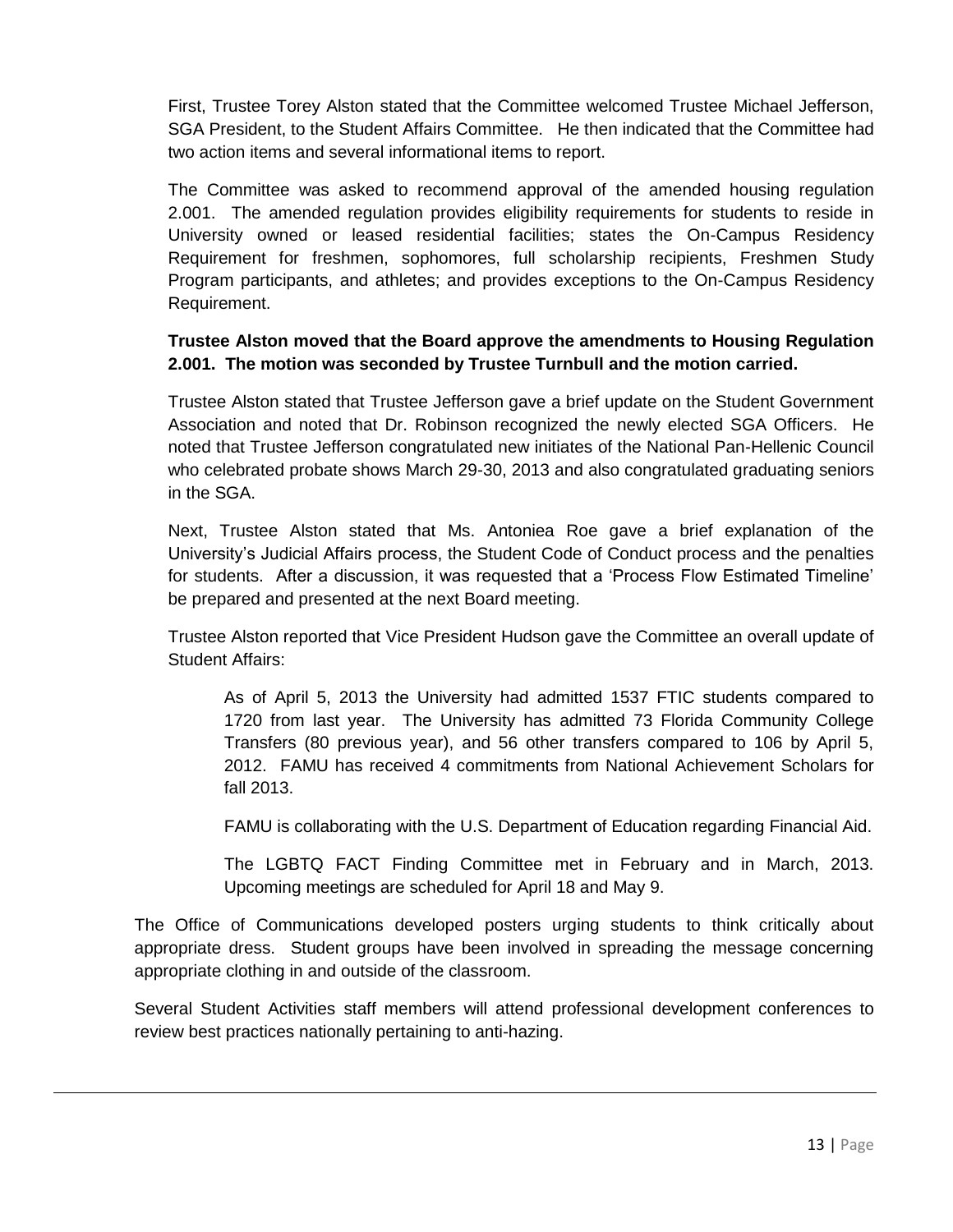First, Trustee Torey Alston stated that the Committee welcomed Trustee Michael Jefferson, SGA President, to the Student Affairs Committee. He then indicated that the Committee had two action items and several informational items to report.

The Committee was asked to recommend approval of the amended housing regulation 2.001. The amended regulation provides eligibility requirements for students to reside in University owned or leased residential facilities; states the On-Campus Residency Requirement for freshmen, sophomores, full scholarship recipients, Freshmen Study Program participants, and athletes; and provides exceptions to the On-Campus Residency Requirement.

**Trustee Alston moved that the Board approve the amendments to Housing Regulation 2.001. The motion was seconded by Trustee Turnbull and the motion carried.**

Trustee Alston stated that Trustee Jefferson gave a brief update on the Student Government Association and noted that Dr. Robinson recognized the newly elected SGA Officers. He noted that Trustee Jefferson congratulated new initiates of the National Pan-Hellenic Council who celebrated probate shows March 29-30, 2013 and also congratulated graduating seniors in the SGA.

Next, Trustee Alston stated that Ms. Antoniea Roe gave a brief explanation of the University's Judicial Affairs process, the Student Code of Conduct process and the penalties for students. After a discussion, it was requested that a 'Process Flow Estimated Timeline' be prepared and presented at the next Board meeting.

Trustee Alston reported that Vice President Hudson gave the Committee an overall update of Student Affairs:

> As of April 5, 2013 the University had admitted 1537 FTIC students compared to 1720 from last year. The University has admitted 73 Florida Community College Transfers (80 previous year), and 56 other transfers compared to 106 by April 5, 2012. FAMU has received 4 commitments from National Achievement Scholars for fall 2013.
>
> FAMU is collaborating with the U.S. Department of Education regarding Financial Aid.
>
> The LGBTQ FACT Finding Committee met in February and in March, 2013. Upcoming meetings are scheduled for April 18 and May 9.

The Office of Communications developed posters urging students to think critically about appropriate dress. Student groups have been involved in spreading the message concerning appropriate clothing in and outside of the classroom.

Several Student Activities staff members will attend professional development conferences to review best practices nationally pertaining to anti-hazing.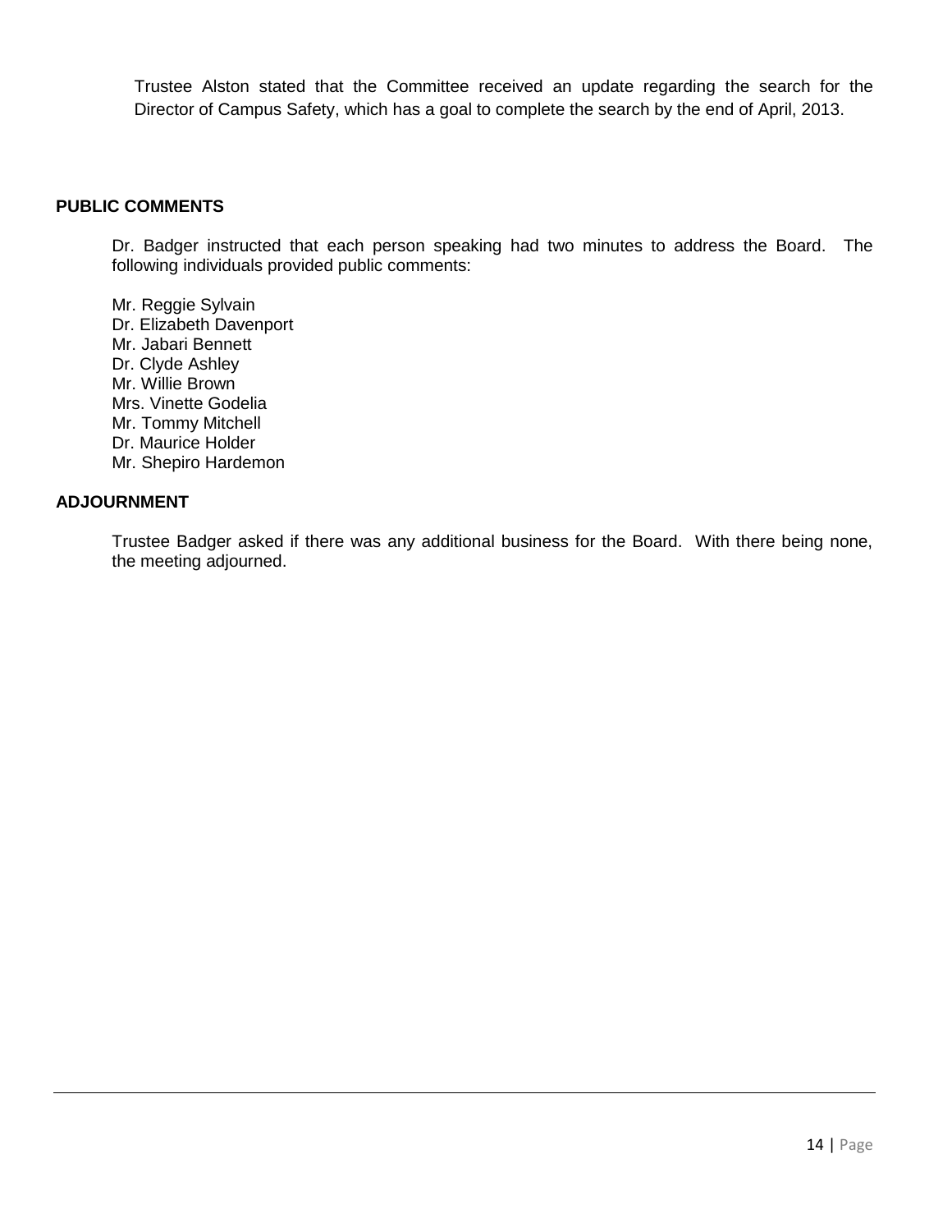Trustee Alston stated that the Committee received an update regarding the search for the Director of Campus Safety, which has a goal to complete the search by the end of April, 2013.

## PUBLIC COMMENTS

Dr. Badger instructed that each person speaking had two minutes to address the Board. The following individuals provided public comments:

Mr. Reggie Sylvain
Dr. Elizabeth Davenport
Mr. Jabari Bennett
Dr. Clyde Ashley
Mr. Willie Brown
Mrs. Vinette Godelia
Mr. Tommy Mitchell
Dr. Maurice Holder
Mr. Shepiro Hardemon

## ADJOURNMENT

Trustee Badger asked if there was any additional business for the Board. With there being none, the meeting adjourned.